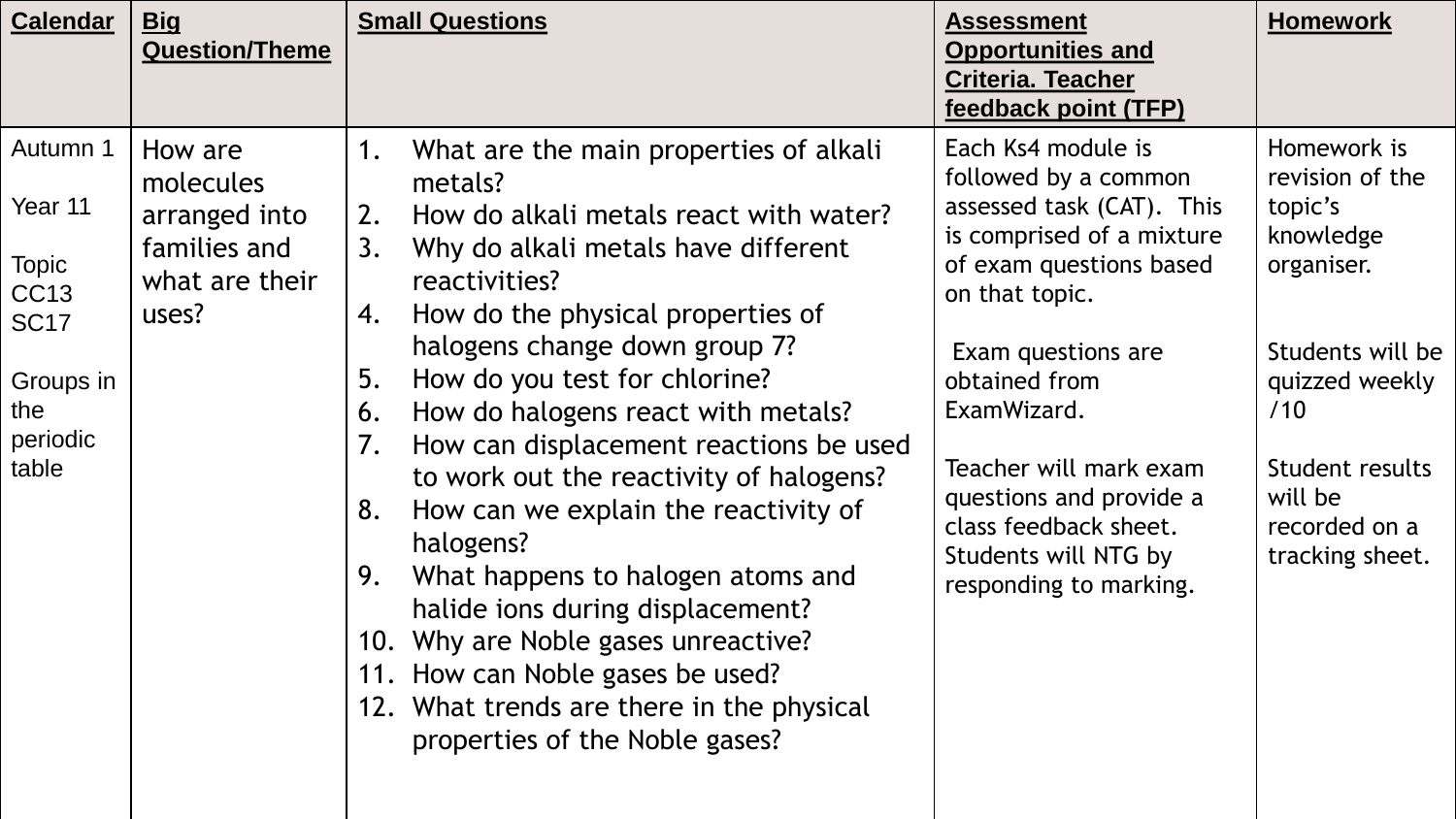| Calendar | Big Question/Theme | Small Questions | Assessment Opportunities and Criteria. Teacher feedback point (TFP) | Homework |
|---|---|---|---|---|
| Autumn 1<br><br>Year 11<br><br>Topic CC13 SC17<br><br>Groups in the periodic table | How are molecules arranged into families and what are their uses? | 1. What are the main properties of alkali metals?<br>2. How do alkali metals react with water?<br>3. Why do alkali metals have different reactivities?<br>4. How do the physical properties of halogens change down group 7?<br>5. How do you test for chlorine?<br>6. How do halogens react with metals?<br>7. How can displacement reactions be used to work out the reactivity of halogens?<br>8. How can we explain the reactivity of halogens?<br>9. What happens to halogen atoms and halide ions during displacement?<br>10. Why are Noble gases unreactive?<br>11. How can Noble gases be used?<br>12. What trends are there in the physical properties of the Noble gases? | Each Ks4 module is followed by a common assessed task (CAT). This is comprised of a mixture of exam questions based on that topic.<br><br>Exam questions are obtained from ExamWizard.<br><br>Teacher will mark exam questions and provide a class feedback sheet. Students will NTG by responding to marking. | Homework is revision of the topic's knowledge organiser.<br><br>Students will be quizzed weekly /10<br><br>Student results will be recorded on a tracking sheet. |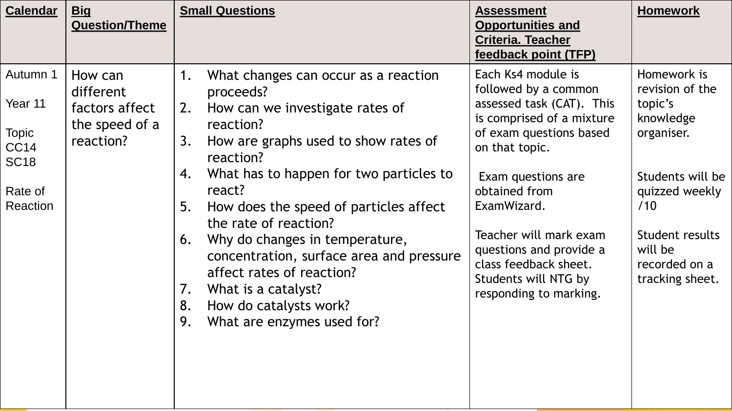| Calendar | Big Question/Theme | Small Questions | Assessment Opportunities and Criteria. Teacher feedback point (TFP) | Homework |
|---|---|---|---|---|
| Autumn 1<br><br>Year 11<br><br>Topic CC14 SC18<br><br>Rate of Reaction | How can different factors affect the speed of a reaction? | 1. What changes can occur as a reaction proceeds?<br>2. How can we investigate rates of reaction?<br>3. How are graphs used to show rates of reaction?<br>4. What has to happen for two particles to react?<br>5. How does the speed of particles affect the rate of reaction?<br>6. Why do changes in temperature, concentration, surface area and pressure affect rates of reaction?<br>7. What is a catalyst?<br>8. How do catalysts work?<br>9. What are enzymes used for? | Each Ks4 module is followed by a common assessed task (CAT). This is comprised of a mixture of exam questions based on that topic.<br><br>Exam questions are obtained from ExamWizard.<br><br>Teacher will mark exam questions and provide a class feedback sheet. Students will NTG by responding to marking. | Homework is revision of the topic's knowledge organiser.<br><br>Students will be quizzed weekly /10<br><br>Student results will be recorded on a tracking sheet. |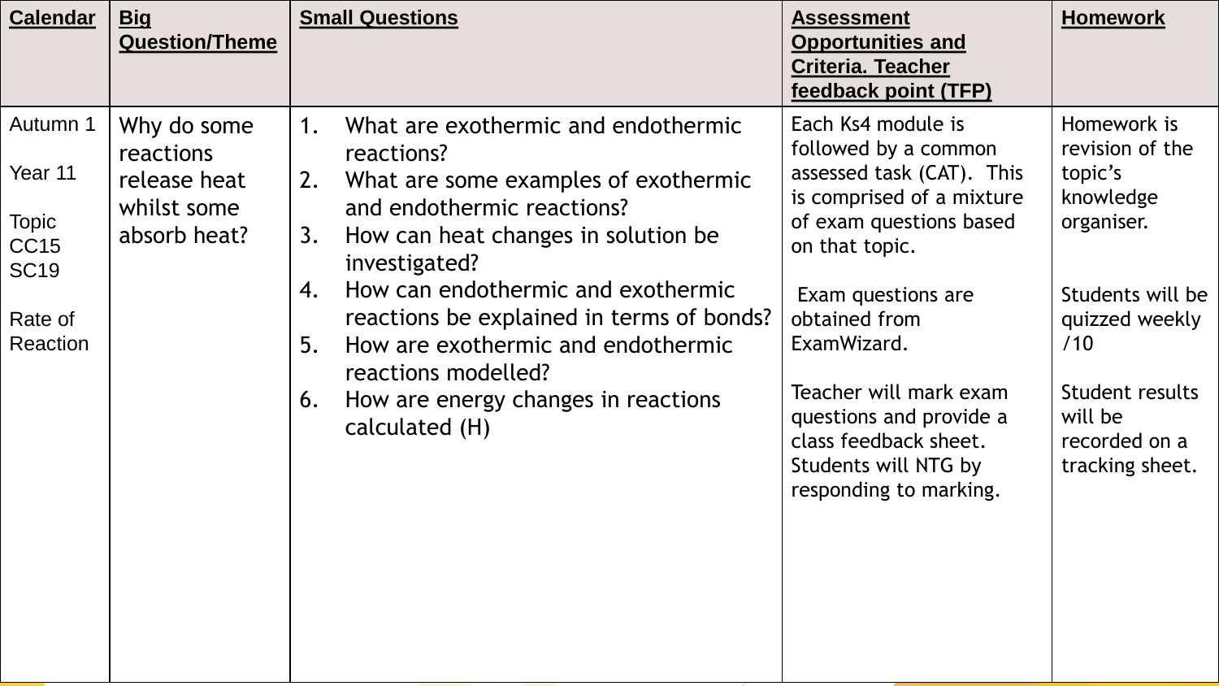| Calendar | Big Question/Theme | Small Questions | Assessment Opportunities and Criteria. Teacher feedback point (TFP) | Homework |
|---|---|---|---|---|
| Autumn 1<br><br>Year 11<br><br>Topic CC15 SC19<br><br>Rate of Reaction | Why do some reactions release heat whilst some absorb heat? | 1. What are exothermic and endothermic reactions?<br>2. What are some examples of exothermic and endothermic reactions?<br>3. How can heat changes in solution be investigated?<br>4. How can endothermic and exothermic reactions be explained in terms of bonds?<br>5. How are exothermic and endothermic reactions modelled?<br>6. How are energy changes in reactions calculated (H) | Each Ks4 module is followed by a common assessed task (CAT). This is comprised of a mixture of exam questions based on that topic.<br><br>Exam questions are obtained from ExamWizard.<br><br>Teacher will mark exam questions and provide a class feedback sheet. Students will NTG by responding to marking. | Homework is revision of the topic's knowledge organiser.<br><br>Students will be quizzed weekly /10<br><br>Student results will be recorded on a tracking sheet. |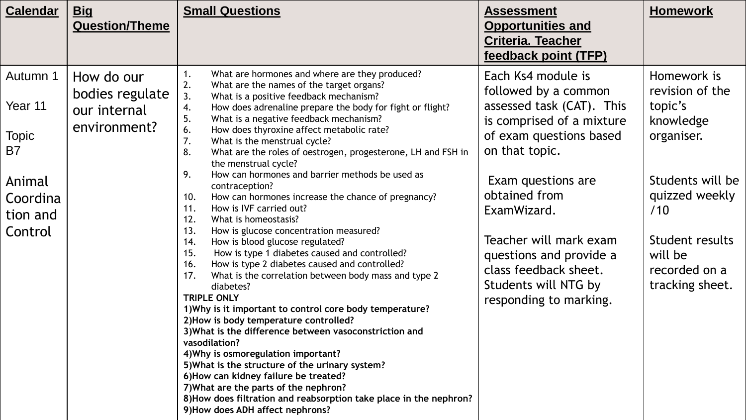| **Calendar** | **Big Question/Theme** | **Small Questions** | **Assessment Opportunities and Criteria. Teacher feedback point (TFP)** | **Homework** |
|---|---|---|---|---|
| Autumn 1<br><br>Year 11<br><br>Topic B7<br><br>Animal Coordination and Control | How do our bodies regulate our internal environment? | 1. What are hormones and where are they produced?<br>2. What are the names of the target organs?<br>3. What is a positive feedback mechanism?<br>4. How does adrenaline prepare the body for fight or flight?<br>5. What is a negative feedback mechanism?<br>6. How does thyroxine affect metabolic rate?<br>7. What is the menstrual cycle?<br>8. What are the roles of oestrogen, progesterone, LH and FSH in the menstrual cycle?<br>9. How can hormones and barrier methods be used as contraception?<br>10. How can hormones increase the chance of pregnancy?<br>11. How is IVF carried out?<br>12. What is homeostasis?<br>13. How is glucose concentration measured?<br>14. How is blood glucose regulated?<br>15. How is type 1 diabetes caused and controlled?<br>16. How is type 2 diabetes caused and controlled?<br>17. What is the correlation between body mass and type 2 diabetes?<br>**TRIPLE ONLY**<br>**1)Why is it important to control core body temperature?**<br>**2)How is body temperature controlled?**<br>**3)What is the difference between vasoconstriction and vasodilation?**<br>**4)Why is osmoregulation important?**<br>**5)What is the structure of the urinary system?**<br>**6)How can kidney failure be treated?**<br>**7)What are the parts of the nephron?**<br>**8)How does filtration and reabsorption take place in the nephron?**<br>**9)How does ADH affect nephrons?** | Each Ks4 module is followed by a common assessed task (CAT). This is comprised of a mixture of exam questions based on that topic.<br><br>Exam questions are obtained from ExamWizard.<br><br>Teacher will mark exam questions and provide a class feedback sheet. Students will NTG by responding to marking. | Homework is revision of the topic's knowledge organiser.<br><br>Students will be quizzed weekly /10<br><br>Student results will be recorded on a tracking sheet. |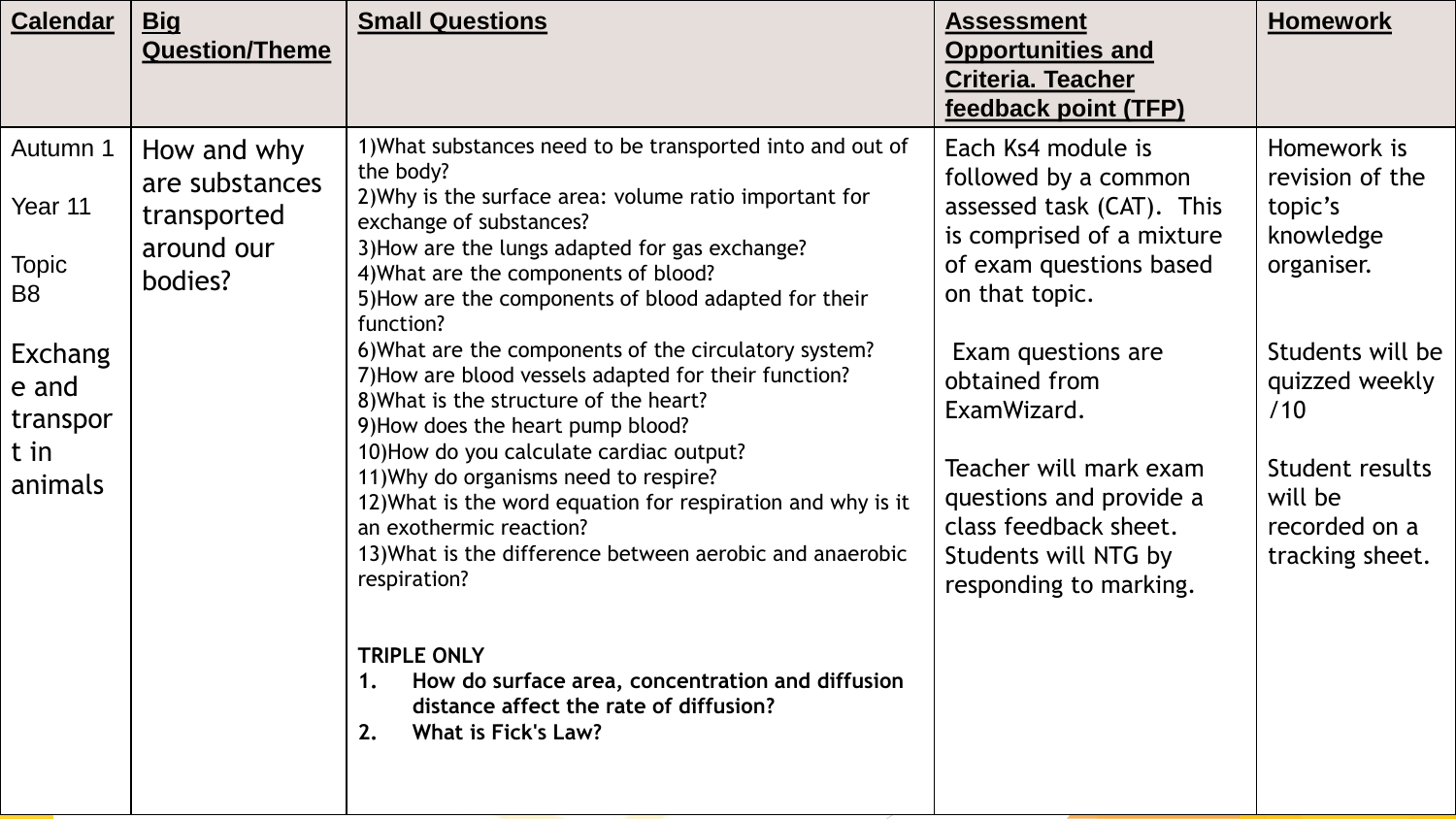| Calendar | Big Question/Theme | Small Questions | Assessment Opportunities and Criteria. Teacher feedback point (TFP) | Homework |
|---|---|---|---|---|
| Autumn 1<br><br>Year 11<br><br>Topic B8<br><br>Exchange and transport in animals | How and why are substances transported around our bodies? | 1)What substances need to be transported into and out of the body?<br>2)Why is the surface area: volume ratio important for exchange of substances?<br>3)How are the lungs adapted for gas exchange?<br>4)What are the components of blood?<br>5)How are the components of blood adapted for their function?<br>6)What are the components of the circulatory system?<br>7)How are blood vessels adapted for their function?<br>8)What is the structure of the heart?<br>9)How does the heart pump blood?<br>10)How do you calculate cardiac output?<br>11)Why do organisms need to respire?<br>12)What is the word equation for respiration and why is it an exothermic reaction?<br>13)What is the difference between aerobic and anaerobic respiration?<br><br>**TRIPLE ONLY**<br>**1. How do surface area, concentration and diffusion distance affect the rate of diffusion?**<br>**2. What is Fick's Law?** | Each Ks4 module is followed by a common assessed task (CAT). This is comprised of a mixture of exam questions based on that topic.<br><br>Exam questions are obtained from ExamWizard.<br><br>Teacher will mark exam questions and provide a class feedback sheet. Students will NTG by responding to marking. | Homework is revision of the topic's knowledge organiser.<br><br>Students will be quizzed weekly /10<br><br>Student results will be recorded on a tracking sheet. |